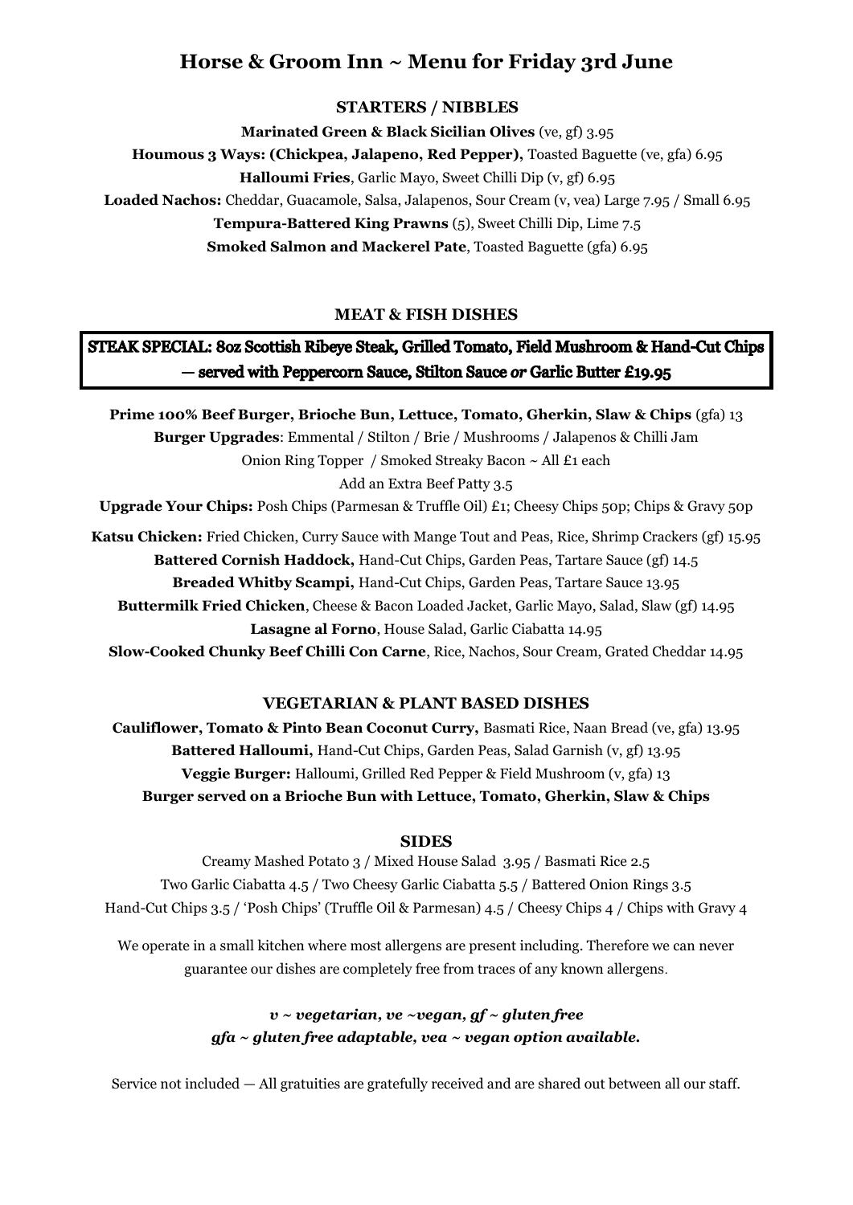# Horse & Groom Inn ~ Menu for Friday 3rd June

## STARTERS / NIBBLES

**Marinated Green & Black Sicilian Olives** (ve, gf) 3.95

**Houmous 3 Ways: (Chickpea, Jalapeno, Red Pepper),** Toasted Baguette (ve, gfa) 6.95

**Halloumi Fries**, Garlic Mayo, Sweet Chilli Dip (v, gf) 6.95

**Loaded Nachos:** Cheddar, Guacamole, Salsa, Jalapenos, Sour Cream (v, vea) Large 7.95 / Small 6.95

**Tempura-Battered King Prawns** (5), Sweet Chilli Dip, Lime 7.5

**Smoked Salmon and Mackerel Pate**, Toasted Baguette (gfa) 6.95

## MEAT & FISH DISHES

**STEAK SPECIAL: 8oz Scottish Ribeye Steak, Grilled Tomato, Field Mushroom & Hand-Cut Chips — served with Peppercorn Sauce, Stilton Sauce *or* Garlic Butter £19.95**

**Prime 100% Beef Burger, Brioche Bun, Lettuce, Tomato, Gherkin, Slaw & Chips** (gfa) 13

**Burger Upgrades**: Emmental / Stilton / Brie / Mushrooms / Jalapenos & Chilli Jam
Onion Ring Topper / Smoked Streaky Bacon ~ All £1 each
Add an Extra Beef Patty 3.5

**Upgrade Your Chips:** Posh Chips (Parmesan & Truffle Oil) £1; Cheesy Chips 50p; Chips & Gravy 50p

**Katsu Chicken:** Fried Chicken, Curry Sauce with Mange Tout and Peas, Rice, Shrimp Crackers (gf) 15.95

**Battered Cornish Haddock,** Hand-Cut Chips, Garden Peas, Tartare Sauce (gf) 14.5

**Breaded Whitby Scampi,** Hand-Cut Chips, Garden Peas, Tartare Sauce 13.95

**Buttermilk Fried Chicken**, Cheese & Bacon Loaded Jacket, Garlic Mayo, Salad, Slaw (gf) 14.95

**Lasagne al Forno**, House Salad, Garlic Ciabatta 14.95

**Slow-Cooked Chunky Beef Chilli Con Carne**, Rice, Nachos, Sour Cream, Grated Cheddar 14.95

## VEGETARIAN & PLANT BASED DISHES

**Cauliflower, Tomato & Pinto Bean Coconut Curry,** Basmati Rice, Naan Bread (ve, gfa) 13.95

**Battered Halloumi,** Hand-Cut Chips, Garden Peas, Salad Garnish (v, gf) 13.95

**Veggie Burger:** Halloumi, Grilled Red Pepper & Field Mushroom (v, gfa) 13

**Burger served on a Brioche Bun with Lettuce, Tomato, Gherkin, Slaw & Chips**

## SIDES

Creamy Mashed Potato 3 / Mixed House Salad 3.95 / Basmati Rice 2.5

Two Garlic Ciabatta 4.5 / Two Cheesy Garlic Ciabatta 5.5 / Battered Onion Rings 3.5

Hand-Cut Chips 3.5 / 'Posh Chips' (Truffle Oil & Parmesan) 4.5 / Cheesy Chips 4 / Chips with Gravy 4

We operate in a small kitchen where most allergens are present including. Therefore we can never guarantee our dishes are completely free from traces of any known allergens.

***v ~ vegetarian, ve ~vegan, gf ~ gluten free***
***gfa ~ gluten free adaptable, vea ~ vegan option available.***

Service not included — All gratuities are gratefully received and are shared out between all our staff.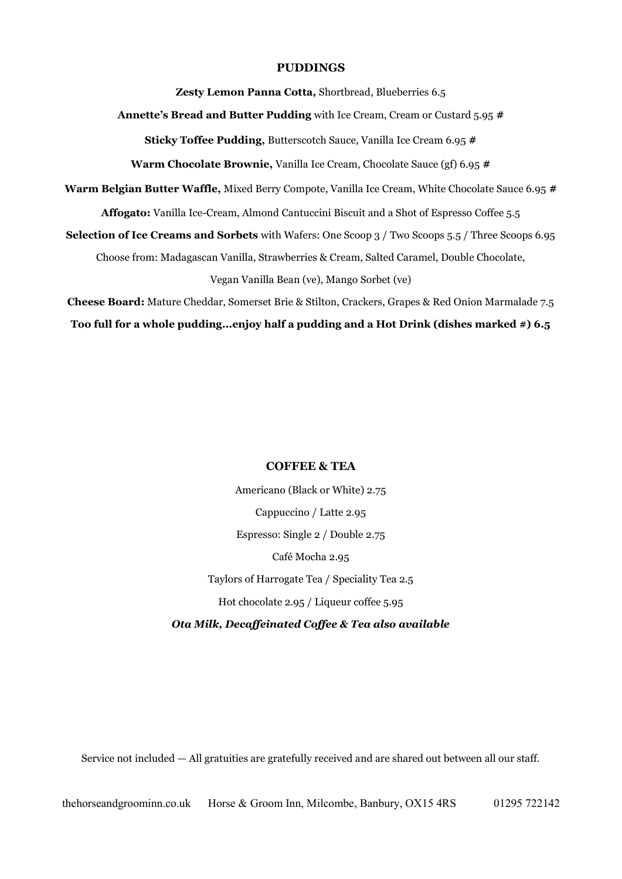## PUDDINGS

**Zesty Lemon Panna Cotta,** Shortbread, Blueberries 6.5

**Annette's Bread and Butter Pudding** with Ice Cream, Cream or Custard 5.95 #

**Sticky Toffee Pudding,** Butterscotch Sauce, Vanilla Ice Cream 6.95 #

**Warm Chocolate Brownie,** Vanilla Ice Cream, Chocolate Sauce (gf) 6.95 #

**Warm Belgian Butter Waffle,** Mixed Berry Compote, Vanilla Ice Cream, White Chocolate Sauce 6.95 #

**Affogato:** Vanilla Ice-Cream, Almond Cantuccini Biscuit and a Shot of Espresso Coffee 5.5

**Selection of Ice Creams and Sorbets** with Wafers: One Scoop 3 / Two Scoops 5.5 / Three Scoops 6.95

Choose from: Madagascan Vanilla, Strawberries & Cream, Salted Caramel, Double Chocolate,

Vegan Vanilla Bean (ve), Mango Sorbet (ve)

**Cheese Board:** Mature Cheddar, Somerset Brie & Stilton, Crackers, Grapes & Red Onion Marmalade 7.5

**Too full for a whole pudding…enjoy half a pudding and a Hot Drink (dishes marked #) 6.5**

## COFFEE & TEA

Americano (Black or White) 2.75

Cappuccino / Latte 2.95

Espresso: Single 2 / Double 2.75

Café Mocha 2.95

Taylors of Harrogate Tea / Speciality Tea 2.5

Hot chocolate 2.95 / Liqueur coffee 5.95

***Ota Milk, Decaffeinated Coffee & Tea also available***

Service not included — All gratuities are gratefully received and are shared out between all our staff.

thehorseandgroominn.co.uk Horse & Groom Inn, Milcombe, Banbury, OX15 4RS 01295 722142